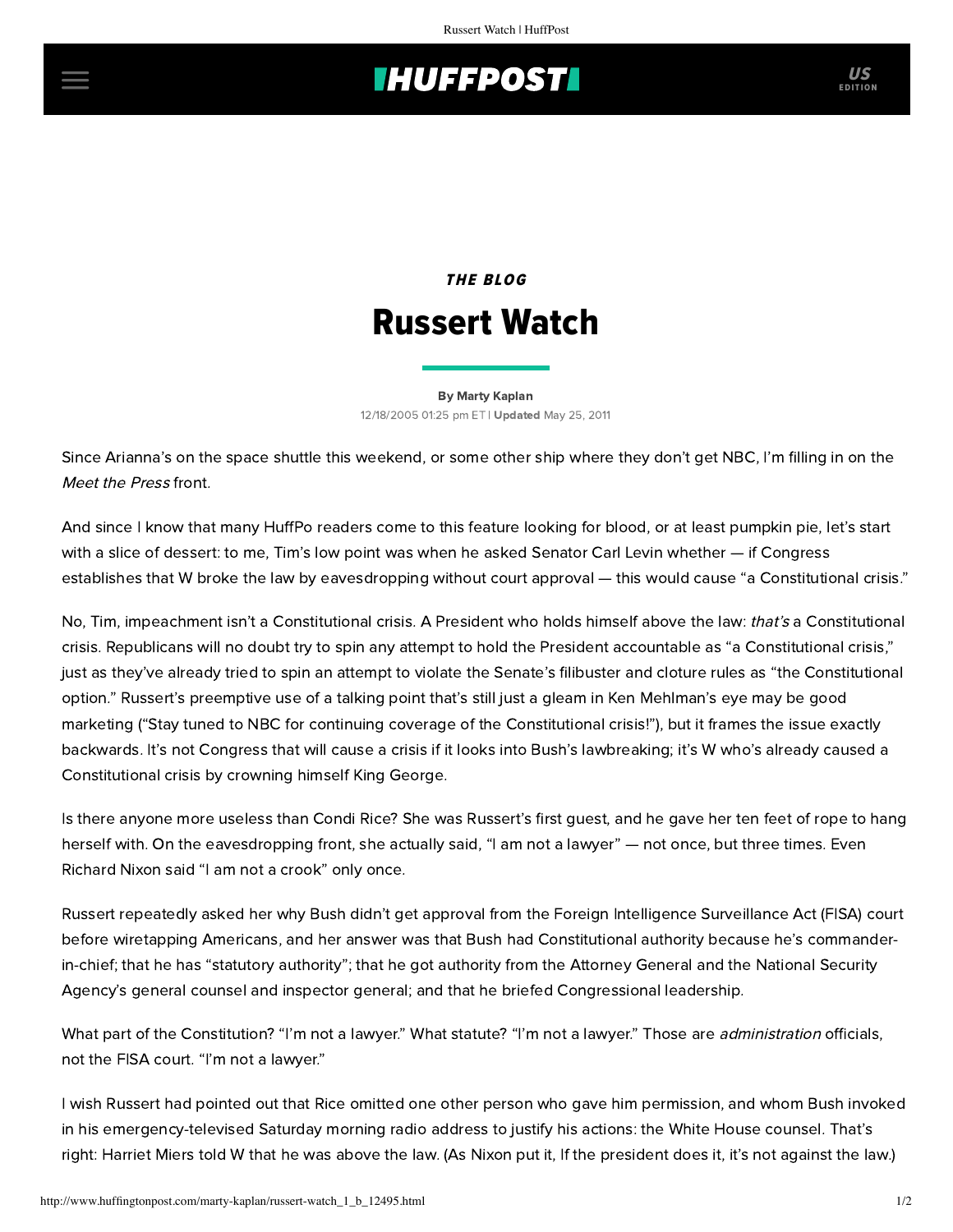THE BLOG

# Russert Watch

By Marty Kaplan

12/18/2005 01:25 pm ET | **Updated** May 25, 2011

Since Arianna's on the space shuttle this weekend, or some other ship where they don't get NBC, I'm filling in on the *Meet the Press* front.

And since I know that many HuffPo readers come to this feature looking for blood, or at least pumpkin pie, let's start with a slice of dessert: to me, Tim's low point was when he asked Senator Carl Levin whether — if Congress establishes that W broke the law by eavesdropping without court approval — this would cause "a Constitutional crisis."

No, Tim, impeachment isn't a Constitutional crisis. A President who holds himself above the law: *that's* a Constitutional crisis. Republicans will no doubt try to spin any attempt to hold the President accountable as "a Constitutional crisis," just as they've already tried to spin an attempt to violate the Senate's filibuster and cloture rules as "the Constitutional option." Russert's preemptive use of a talking point that's still just a gleam in Ken Mehlman's eye may be good marketing ("Stay tuned to NBC for continuing coverage of the Constitutional crisis!"), but it frames the issue exactly backwards. It's not Congress that will cause a crisis if it looks into Bush's lawbreaking; it's W who's already caused a Constitutional crisis by crowning himself King George.

Is there anyone more useless than Condi Rice? She was Russert's first guest, and he gave her ten feet of rope to hang herself with. On the eavesdropping front, she actually said, "I am not a lawyer" — not once, but three times. Even Richard Nixon said "I am not a crook" only once.

Russert repeatedly asked her why Bush didn't get approval from the Foreign Intelligence Surveillance Act (FISA) court before wiretapping Americans, and her answer was that Bush had Constitutional authority because he's commander-in-chief; that he has "statutory authority"; that he got authority from the Attorney General and the National Security Agency's general counsel and inspector general; and that he briefed Congressional leadership.

What part of the Constitution? "I'm not a lawyer." What statute? "I'm not a lawyer." Those are *administration* officials, not the FISA court. "I'm not a lawyer."

I wish Russert had pointed out that Rice omitted one other person who gave him permission, and whom Bush invoked in his emergency-televised Saturday morning radio address to justify his actions: the White House counsel. That's right: Harriet Miers told W that he was above the law. (As Nixon put it, If the president does it, it's not against the law.)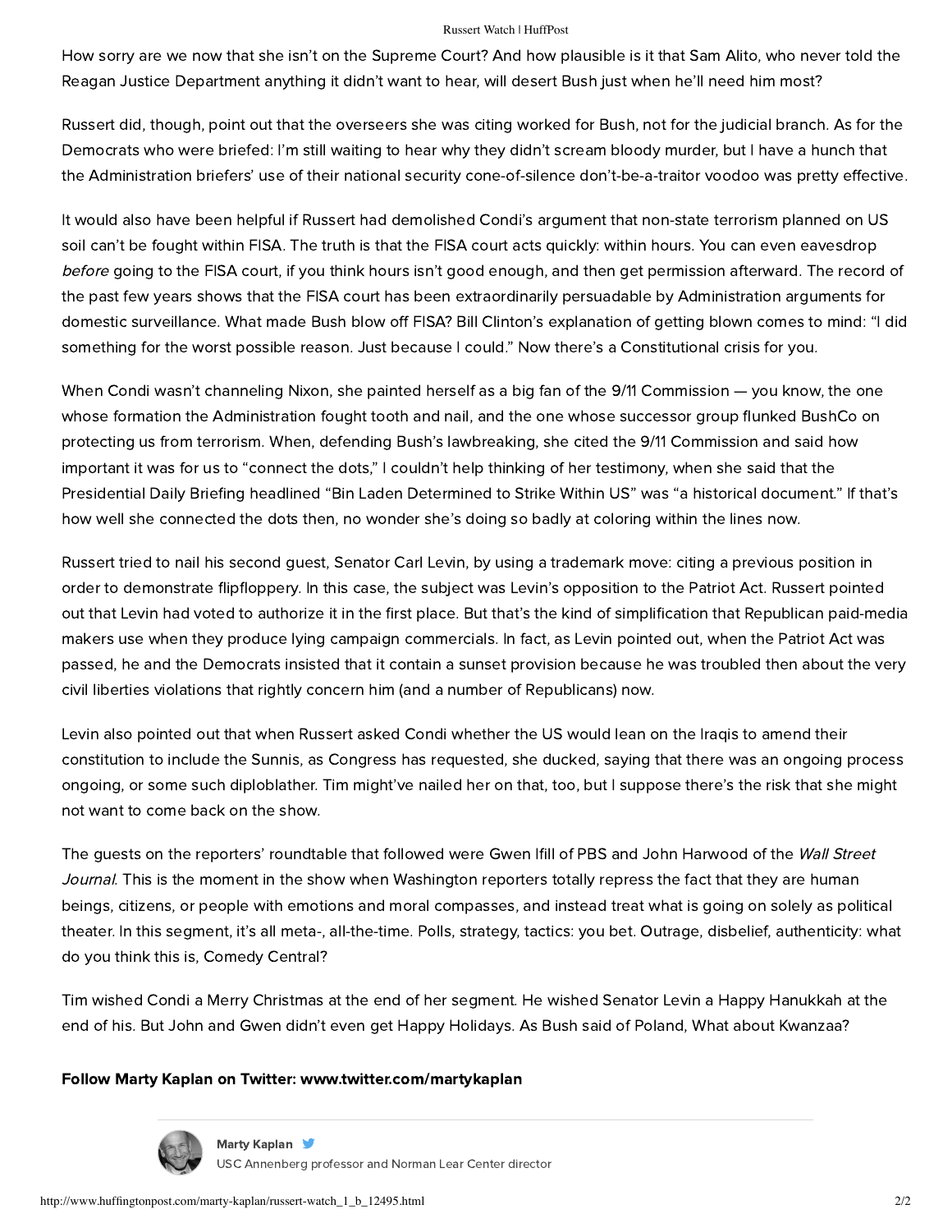How sorry are we now that she isn't on the Supreme Court? And how plausible is it that Sam Alito, who never told the Reagan Justice Department anything it didn't want to hear, will desert Bush just when he'll need him most?

Russert did, though, point out that the overseers she was citing worked for Bush, not for the judicial branch. As for the Democrats who were briefed: I'm still waiting to hear why they didn't scream bloody murder, but I have a hunch that the Administration briefers' use of their national security cone-of-silence don't-be-a-traitor voodoo was pretty effective.

It would also have been helpful if Russert had demolished Condi's argument that non-state terrorism planned on US soil can't be fought within FISA. The truth is that the FISA court acts quickly: within hours. You can even eavesdrop *before* going to the FISA court, if you think hours isn't good enough, and then get permission afterward. The record of the past few years shows that the FISA court has been extraordinarily persuadable by Administration arguments for domestic surveillance. What made Bush blow off FISA? Bill Clinton's explanation of getting blown comes to mind: "I did something for the worst possible reason. Just because I could." Now there's a Constitutional crisis for you.

When Condi wasn't channeling Nixon, she painted herself as a big fan of the 9/11 Commission — you know, the one whose formation the Administration fought tooth and nail, and the one whose successor group flunked BushCo on protecting us from terrorism. When, defending Bush's lawbreaking, she cited the 9/11 Commission and said how important it was for us to "connect the dots," I couldn't help thinking of her testimony, when she said that the Presidential Daily Briefing headlined "Bin Laden Determined to Strike Within US" was "a historical document." If that's how well she connected the dots then, no wonder she's doing so badly at coloring within the lines now.

Russert tried to nail his second guest, Senator Carl Levin, by using a trademark move: citing a previous position in order to demonstrate flipfloppery. In this case, the subject was Levin's opposition to the Patriot Act. Russert pointed out that Levin had voted to authorize it in the first place. But that's the kind of simplification that Republican paid-media makers use when they produce lying campaign commercials. In fact, as Levin pointed out, when the Patriot Act was passed, he and the Democrats insisted that it contain a sunset provision because he was troubled then about the very civil liberties violations that rightly concern him (and a number of Republicans) now.

Levin also pointed out that when Russert asked Condi whether the US would lean on the Iraqis to amend their constitution to include the Sunnis, as Congress has requested, she ducked, saying that there was an ongoing process ongoing, or some such diploblather. Tim might've nailed her on that, too, but I suppose there's the risk that she might not want to come back on the show.

The guests on the reporters' roundtable that followed were Gwen Ifill of PBS and John Harwood of the *Wall Street Journal*. This is the moment in the show when Washington reporters totally repress the fact that they are human beings, citizens, or people with emotions and moral compasses, and instead treat what is going on solely as political theater. In this segment, it's all meta-, all-the-time. Polls, strategy, tactics: you bet. Outrage, disbelief, authenticity: what do you think this is, Comedy Central?

Tim wished Condi a Merry Christmas at the end of her segment. He wished Senator Levin a Happy Hanukkah at the end of his. But John and Gwen didn't even get Happy Holidays. As Bush said of Poland, What about Kwanzaa?

**Follow Marty Kaplan on Twitter: www.twitter.com/martykaplan**

**Marty Kaplan**

USC Annenberg professor and Norman Lear Center director